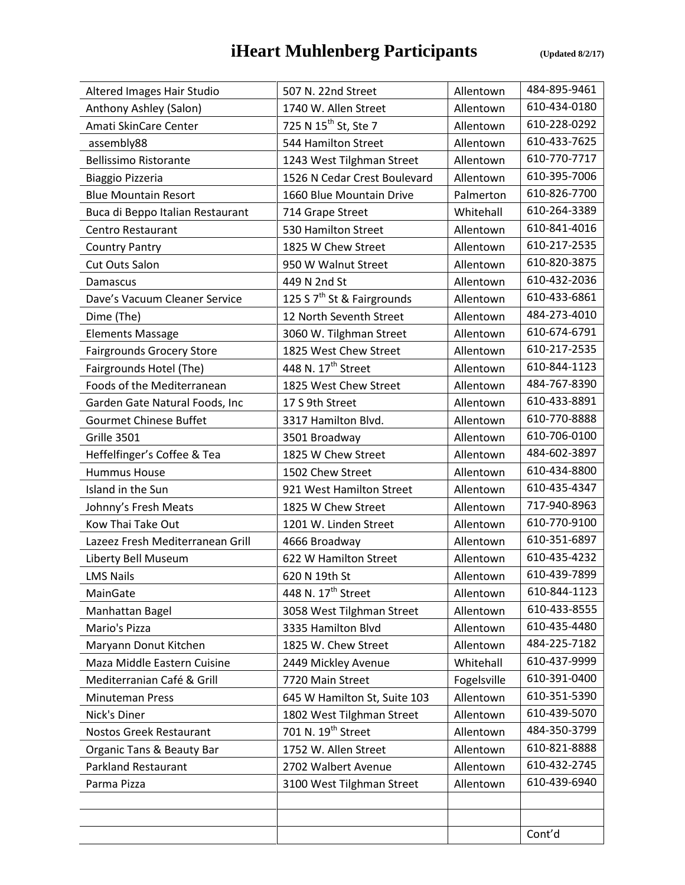# iHeart Muhlenberg Participants **(Updated 8/2/17)**

| | | | |
|---|---|---|---|
| Altered Images Hair Studio | 507 N. 22nd Street | Allentown | 484-895-9461 |
| Anthony Ashley (Salon) | 1740 W. Allen Street | Allentown | 610-434-0180 |
| Amati SkinCare Center | 725 N 15th St, Ste 7 | Allentown | 610-228-0292 |
| assembly88 | 544 Hamilton Street | Allentown | 610-433-7625 |
| Bellissimo Ristorante | 1243 West Tilghman Street | Allentown | 610-770-7717 |
| Biaggio Pizzeria | 1526 N Cedar Crest Boulevard | Allentown | 610-395-7006 |
| Blue Mountain Resort | 1660 Blue Mountain Drive | Palmerton | 610-826-7700 |
| Buca di Beppo Italian Restaurant | 714 Grape Street | Whitehall | 610-264-3389 |
| Centro Restaurant | 530 Hamilton Street | Allentown | 610-841-4016 |
| Country Pantry | 1825 W Chew Street | Allentown | 610-217-2535 |
| Cut Outs Salon | 950 W Walnut Street | Allentown | 610-820-3875 |
| Damascus | 449 N 2nd St | Allentown | 610-432-2036 |
| Dave's Vacuum Cleaner Service | 125 S 7th St & Fairgrounds | Allentown | 610-433-6861 |
| Dime (The) | 12 North Seventh Street | Allentown | 484-273-4010 |
| Elements Massage | 3060 W. Tilghman Street | Allentown | 610-674-6791 |
| Fairgrounds Grocery Store | 1825 West Chew Street | Allentown | 610-217-2535 |
| Fairgrounds Hotel (The) | 448 N. 17th Street | Allentown | 610-844-1123 |
| Foods of the Mediterranean | 1825 West Chew Street | Allentown | 484-767-8390 |
| Garden Gate Natural Foods, Inc | 17 S 9th Street | Allentown | 610-433-8891 |
| Gourmet Chinese Buffet | 3317 Hamilton Blvd. | Allentown | 610-770-8888 |
| Grille 3501 | 3501 Broadway | Allentown | 610-706-0100 |
| Heffelfinger's Coffee & Tea | 1825 W Chew Street | Allentown | 484-602-3897 |
| Hummus House | 1502 Chew Street | Allentown | 610-434-8800 |
| Island in the Sun | 921 West Hamilton Street | Allentown | 610-435-4347 |
| Johnny's Fresh Meats | 1825 W Chew Street | Allentown | 717-940-8963 |
| Kow Thai Take Out | 1201 W. Linden Street | Allentown | 610-770-9100 |
| Lazeez Fresh Mediterranean Grill | 4666 Broadway | Allentown | 610-351-6897 |
| Liberty Bell Museum | 622 W Hamilton Street | Allentown | 610-435-4232 |
| LMS Nails | 620 N 19th St | Allentown | 610-439-7899 |
| MainGate | 448 N. 17th Street | Allentown | 610-844-1123 |
| Manhattan Bagel | 3058 West Tilghman Street | Allentown | 610-433-8555 |
| Mario's Pizza | 3335 Hamilton Blvd | Allentown | 610-435-4480 |
| Maryann Donut Kitchen | 1825 W. Chew Street | Allentown | 484-225-7182 |
| Maza Middle Eastern Cuisine | 2449 Mickley Avenue | Whitehall | 610-437-9999 |
| Mediterranian Café & Grill | 7720 Main Street | Fogelsville | 610-391-0400 |
| Minuteman Press | 645 W Hamilton St, Suite 103 | Allentown | 610-351-5390 |
| Nick's Diner | 1802 West Tilghman Street | Allentown | 610-439-5070 |
| Nostos Greek Restaurant | 701 N. 19th Street | Allentown | 484-350-3799 |
| Organic Tans & Beauty Bar | 1752 W. Allen Street | Allentown | 610-821-8888 |
| Parkland Restaurant | 2702 Walbert Avenue | Allentown | 610-432-2745 |
| Parma Pizza | 3100 West Tilghman Street | Allentown | 610-439-6940 |
| | | | |
| | | | |
| | | | Cont'd |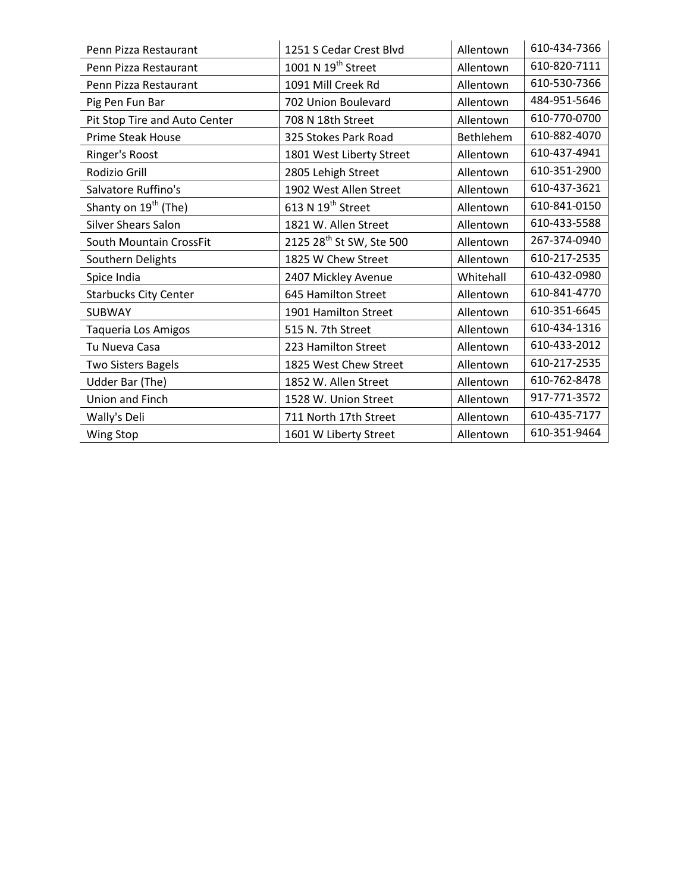| | | | |
|---|---|---|---|
| Penn Pizza Restaurant | 1251 S Cedar Crest Blvd | Allentown | 610-434-7366 |
| Penn Pizza Restaurant | 1001 N 19th Street | Allentown | 610-820-7111 |
| Penn Pizza Restaurant | 1091 Mill Creek Rd | Allentown | 610-530-7366 |
| Pig Pen Fun Bar | 702 Union Boulevard | Allentown | 484-951-5646 |
| Pit Stop Tire and Auto Center | 708 N 18th Street | Allentown | 610-770-0700 |
| Prime Steak House | 325 Stokes Park Road | Bethlehem | 610-882-4070 |
| Ringer's Roost | 1801 West Liberty Street | Allentown | 610-437-4941 |
| Rodizio Grill | 2805 Lehigh Street | Allentown | 610-351-2900 |
| Salvatore Ruffino's | 1902 West Allen Street | Allentown | 610-437-3621 |
| Shanty on 19th (The) | 613 N 19th Street | Allentown | 610-841-0150 |
| Silver Shears Salon | 1821 W. Allen Street | Allentown | 610-433-5588 |
| South Mountain CrossFit | 2125 28th St SW, Ste 500 | Allentown | 267-374-0940 |
| Southern Delights | 1825 W Chew Street | Allentown | 610-217-2535 |
| Spice India | 2407 Mickley Avenue | Whitehall | 610-432-0980 |
| Starbucks City Center | 645 Hamilton Street | Allentown | 610-841-4770 |
| SUBWAY | 1901 Hamilton Street | Allentown | 610-351-6645 |
| Taqueria Los Amigos | 515 N. 7th Street | Allentown | 610-434-1316 |
| Tu Nueva Casa | 223 Hamilton Street | Allentown | 610-433-2012 |
| Two Sisters Bagels | 1825 West Chew Street | Allentown | 610-217-2535 |
| Udder Bar (The) | 1852 W. Allen Street | Allentown | 610-762-8478 |
| Union and Finch | 1528 W. Union Street | Allentown | 917-771-3572 |
| Wally's Deli | 711 North 17th Street | Allentown | 610-435-7177 |
| Wing Stop | 1601 W Liberty Street | Allentown | 610-351-9464 |